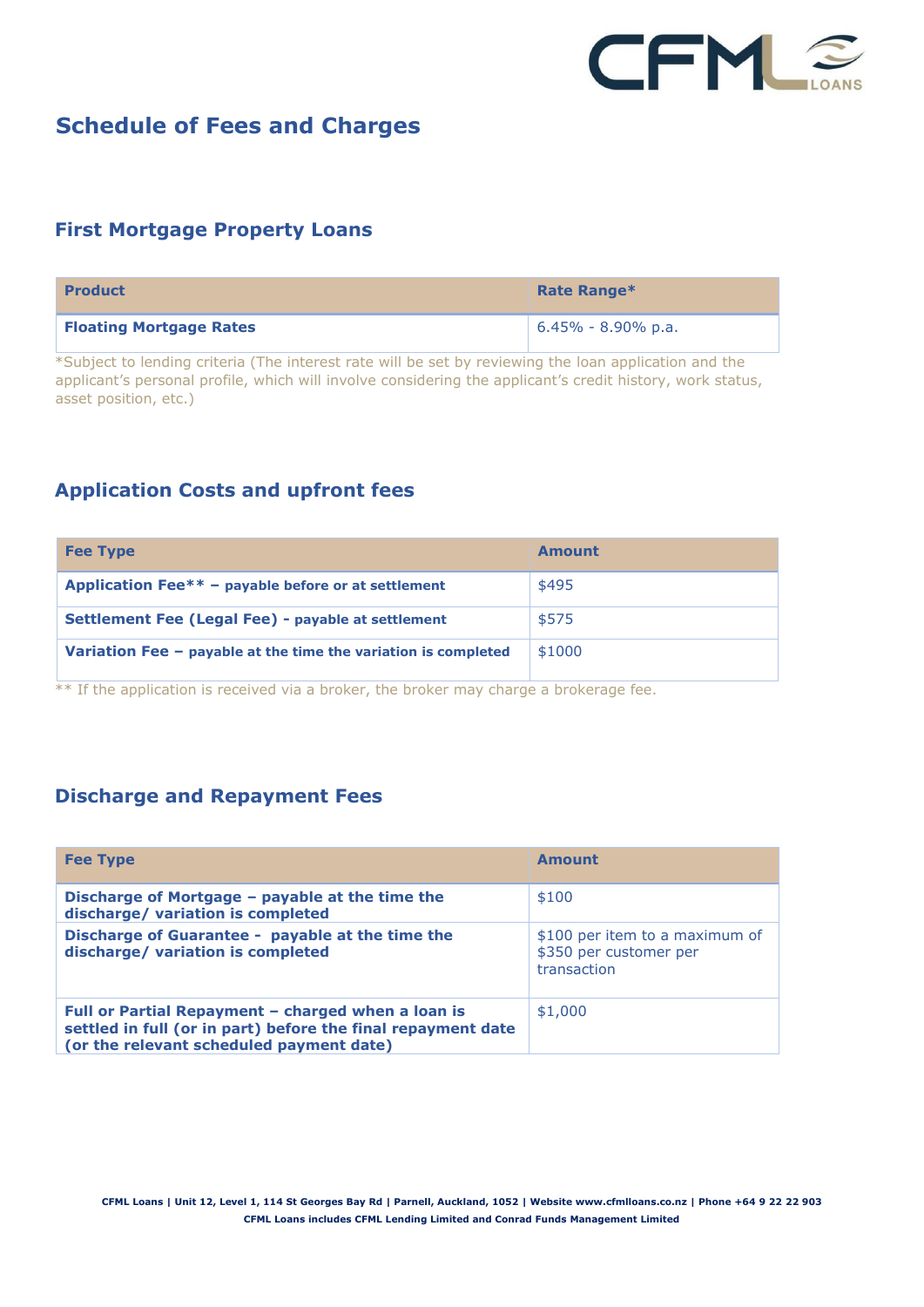# Schedule of Fees and Charges

## First Mortgage Property Loans

| Product | Rate Range* |
|---|---|
| **Floating Mortgage Rates** | 6.45% - 8.90% p.a. |

*Subject to lending criteria (The interest rate will be set by reviewing the loan application and the applicant's personal profile, which will involve considering the applicant's credit history, work status, asset position, etc.)

## Application Costs and upfront fees

| Fee Type | Amount |
|---|---|
| **Application Fee** – payable before or at settlement** | $495 |
| **Settlement Fee (Legal Fee) - payable at settlement** | $575 |
| **Variation Fee – payable at the time the variation is completed** | $1000 |

** If the application is received via a broker, the broker may charge a brokerage fee.

## Discharge and Repayment Fees

| Fee Type | Amount |
|---|---|
| **Discharge of Mortgage – payable at the time the discharge/ variation is completed** | $100 |
| **Discharge of Guarantee - payable at the time the discharge/ variation is completed** | $100 per item to a maximum of $350 per customer per transaction |
| **Full or Partial Repayment – charged when a loan is settled in full (or in part) before the final repayment date (or the relevant scheduled payment date)** | $1,000 |

CFML Loans | Unit 12, Level 1, 114 St Georges Bay Rd | Parnell, Auckland, 1052 | Website www.cfmlloans.co.nz | Phone +64 9 22 22 903
CFML Loans includes CFML Lending Limited and Conrad Funds Management Limited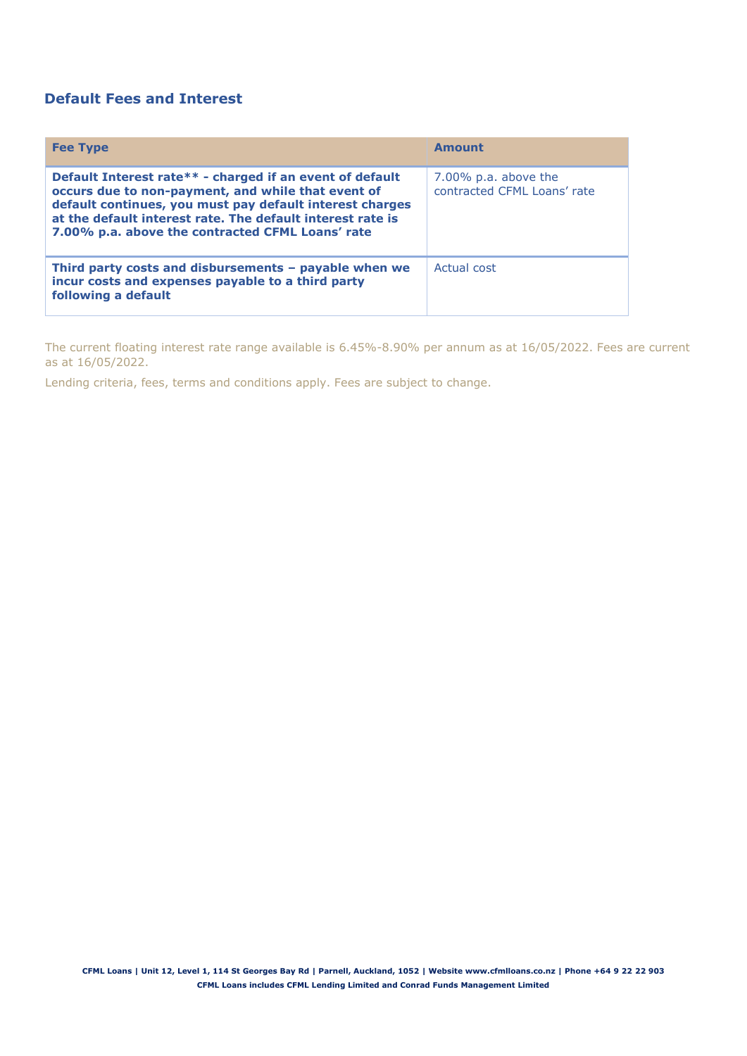## Default Fees and Interest

| Fee Type | Amount |
|---|---|
| **Default Interest rate** - charged if an event of default occurs due to non-payment, and while that event of default continues, you must pay default interest charges at the default interest rate. The default interest rate is 7.00% p.a. above the contracted CFML Loans' rate** | 7.00% p.a. above the contracted CFML Loans' rate |
| **Third party costs and disbursements – payable when we incur costs and expenses payable to a third party following a default** | Actual cost |

The current floating interest rate range available is 6.45%-8.90% per annum as at 16/05/2022. Fees are current as at 16/05/2022.

Lending criteria, fees, terms and conditions apply. Fees are subject to change.

**CFML Loans | Unit 12, Level 1, 114 St Georges Bay Rd | Parnell, Auckland, 1052 | Website www.cfmlloans.co.nz | Phone +64 9 22 22 903**

**CFML Loans includes CFML Lending Limited and Conrad Funds Management Limited**